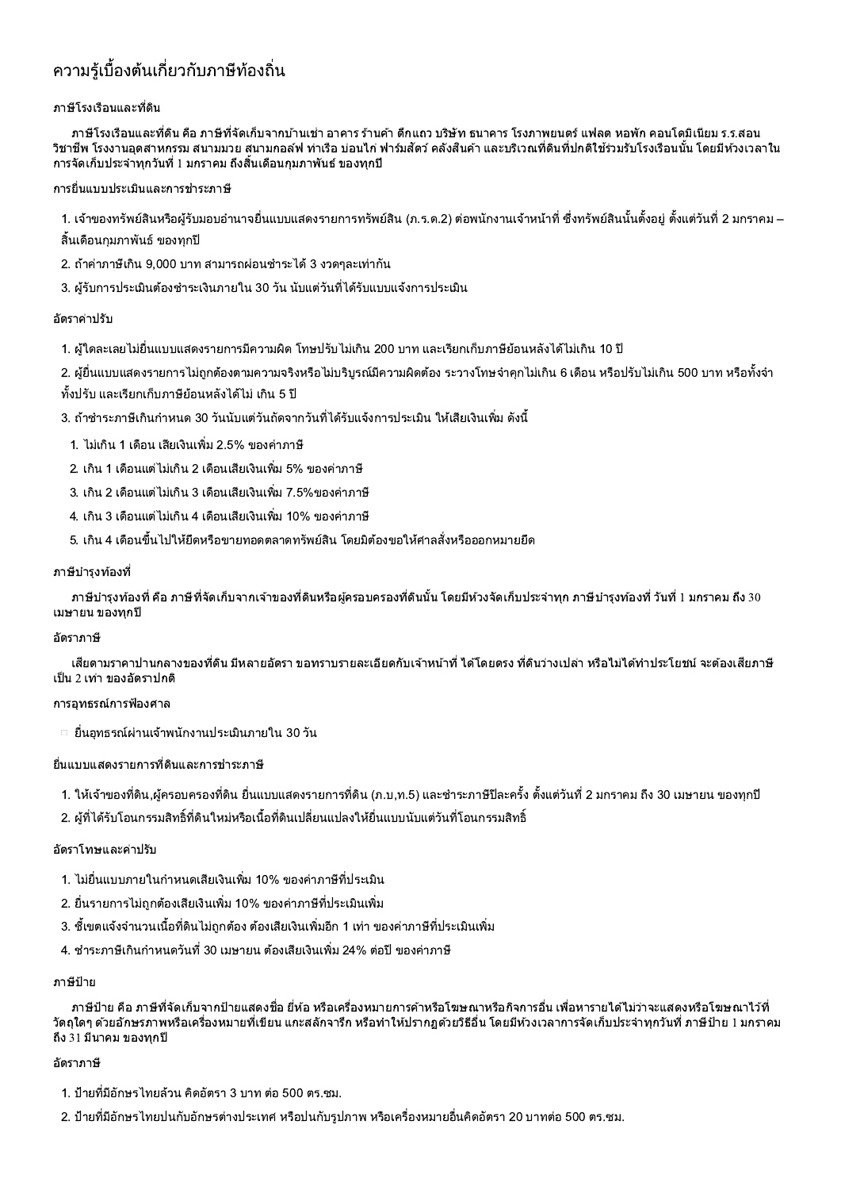# ความรู้เบื้องต้นเกี่ยวกับภาษีท้องถิ่น

### ภาษีโรงเรือนและที่ดิน

ภาษีโรงเรือนและที่ดิน คือ ภาษีที่จัดเก็บจากบ้านเช่า อาคาร ร้านค้า ตึกแถว บริษัท ธนาคาร โรงภาพยนตร์ แฟลต หอพัก คอนโดมิเนียม ร.ร.สอนวิชาชีพ โรงงานอุตสาหกรรม สนามมวย สนามกอล์ฟ ท่าเรือ บ่อนไก่ ฟาร์มสัตว์ คลังสินค้า และบริเวณที่ดินที่ปกติใช้ร่วมกับโรงเรือนนั้น โดยมีห้วงเวลาในการจัดเก็บประจำทุกวันที่ 1 มกราคม ถึงสิ้นเดือนกุมภาพันธ์ ของทุกปี

### การยื่นแบบประเมินและการชำระภาษี

1. เจ้าของทรัพย์สินหรือผู้รับมอบอำนาจยื่นแบบแสดงรายการทรัพย์สิน (ภ.ร.ด.2) ต่อพนักงานเจ้าหน้าที่ ซึ่งทรัพย์สินนั้นตั้งอยู่ ตั้งแต่วันที่ 2 มกราคม – สิ้นเดือนกุมภาพันธ์ ของทุกปี
2. ถ้าค่าภาษีเกิน 9,000 บาท สามารถผ่อนชำระได้ 3 งวดๆละเท่ากัน
3. ผู้รับการประเมินต้องชำระเงินภายใน 30 วัน นับแต่วันที่ได้รับแบบแจ้งการประเมิน

### อัตราค่าปรับ

1. ผู้ใดละเลยไม่ยื่นแบบแสดงรายการมีความผิด โทษปรับไม่เกิน 200 บาท และเรียกเก็บภาษีย้อนหลังได้ไม่เกิน 10 ปี
2. ผู้ยื่นแบบแสดงรายการไม่ถูกต้องตามความจริงหรือไม่บริบูรณ์มีความผิดต้อง ระวางโทษจำคุกไม่เกิน 6 เดือน หรือปรับไม่เกิน 500 บาท หรือทั้งจำทั้งปรับ และเรียกเก็บภาษีย้อนหลังได้ไม่ เกิน 5 ปี
3. ถ้าชำระภาษีเกินกำหนด 30 วันนับแต่วันถัดจากวันที่ได้รับแจ้งการประเมิน ให้เสียเงินเพิ่ม ดังนี้
   1. ไม่เกิน 1 เดือน เสียเงินเพิ่ม 2.5% ของค่าภาษี
   2. เกิน 1 เดือนแต่ไม่เกิน 2 เดือนเสียเงินเพิ่ม 5% ของค่าภาษี
   3. เกิน 2 เดือนแต่ไม่เกิน 3 เดือนเสียเงินเพิ่ม 7.5%ของค่าภาษี
   4. เกิน 3 เดือนแต่ไม่เกิน 4 เดือนเสียเงินเพิ่ม 10% ของค่าภาษี
   5. เกิน 4 เดือนขึ้นไปให้ยึดหรือขายทอดตลาดทรัพย์สิน โดยมิต้องขอให้ศาลสั่งหรือออกหมายยึด

### ภาษีบำรุงท้องที่

ภาษีบำรุงท้องที่ คือ ภาษีที่จัดเก็บจากเจ้าของที่ดินหรือผู้ครอบครองที่ดินนั้น โดยมีห้วงจัดเก็บประจำทุก ภาษีบำรุงท้องที่ วันที่ 1 มกราคม ถึง 30 เมษายน ของทุกปี

### อัตราภาษี

เสียตามราคาปานกลางของที่ดิน มีหลายอัตรา ขอทราบรายละเอียดกับเจ้าหน้าที่ ได้โดยตรง ที่ดินว่างเปล่า หรือไม่ได้ทำประโยชน์ จะต้องเสียภาษีเป็น 2 เท่า ของอัตราปกติ

### การอุทธรณ์การฟ้องศาล

- ยื่นอุทธรณ์ผ่านเจ้าพนักงานประเมินภายใน 30 วัน

### ยื่นแบบแสดงรายการที่ดินและการชำระภาษี

1. ให้เจ้าของที่ดิน,ผู้ครอบครองที่ดิน ยื่นแบบแสดงรายการที่ดิน (ภ.บ,ท.5) และชำระภาษีปีละครั้ง ตั้งแต่วันที่ 2 มกราคม ถึง 30 เมษายน ของทุกปี
2. ผู้ที่ได้รับโอนกรรมสิทธิ์ที่ดินใหม่หรือเนื้อที่ดินเปลี่ยนแปลงให้ยื่นแบบนับแต่วันที่โอนกรรมสิทธิ์

### อัตราโทษและค่าปรับ

1. ไม่ยื่นแบบภายในกำหนดเสียเงินเพิ่ม 10% ของค่าภาษีที่ประเมิน
2. ยื่นรายการไม่ถูกต้องเสียเงินเพิ่ม 10% ของค่าภาษีที่ประเมินเพิ่ม
3. ชี้เขตแจ้งจำนวนเนื้อที่ดินไม่ถูกต้อง ต้องเสียเงินเพิ่มอีก 1 เท่า ของค่าภาษีที่ประเมินเพิ่ม
4. ชำระภาษีเกินกำหนดวันที่ 30 เมษายน ต้องเสียเงินเพิ่ม 24% ต่อปี ของค่าภาษี

### ภาษีป้าย

ภาษีป้าย คือ ภาษีที่จัดเก็บจากป้ายแสดงชื่อ ยี่ห้อ หรือเครื่องหมายการค้าหรือโฆษณาหรือกิจการอื่น เพื่อหารายได้ไม่ว่าจะแสดงหรือโฆษณาไว้ที่วัตถุใดๆ ด้วยอักษรภาพหรือเครื่องหมายที่เขียน แกะสลักจารึก หรือทำให้ปรากฏด้วยวิธีอื่น โดยมีห้วงเวลาการจัดเก็บประจำทุกวันที่ ภาษีป้าย 1 มกราคม ถึง 31 มีนาคม ของทุกปี

### อัตราภาษี

1. ป้ายที่มีอักษรไทยล้วน คิดอัตรา 3 บาท ต่อ 500 ตร.ซม.
2. ป้ายที่มีอักษรไทยปนกับอักษรต่างประเทศ หรือปนกับรูปภาพ หรือเครื่องหมายอื่นคิดอัตรา 20 บาทต่อ 500 ตร.ซม.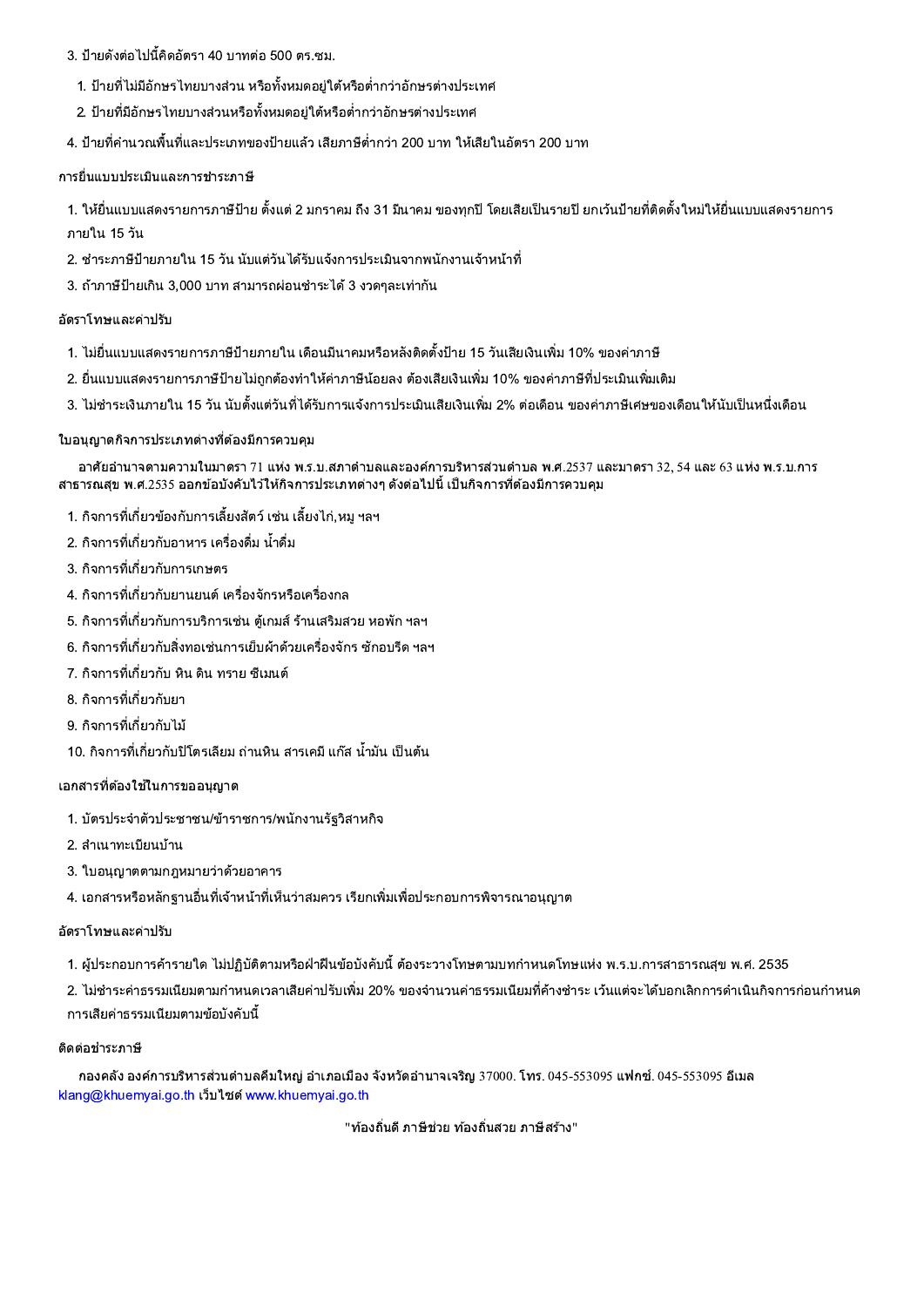3. ป้ายดังต่อไปนี้คิดอัตรา 40 บาทต่อ 500 ตร.ซม.

   1. ป้ายที่ไม่มีอักษรไทยบางส่วน หรือทั้งหมดอยู่ใต้หรือต่ำกว่าอักษรต่างประเทศ
   2. ป้ายที่มีอักษรไทยบางส่วนหรือทั้งหมดอยู่ใต้หรือต่ำกว่าอักษรต่างประเทศ

4. ป้ายที่คำนวณพื้นที่และประเภทของป้ายแล้ว เสียภาษีต่ำกว่า 200 บาท ให้เสียในอัตรา 200 บาท

### การยื่นแบบประเมินและการชำระภาษี

1. ให้ยื่นแบบแสดงรายการภาษีป้าย ตั้งแต่ 2 มกราคม ถึง 31 มีนาคม ของทุกปี โดยเสียเป็นรายปี ยกเว้นป้ายที่ติดตั้งใหม่ให้ยื่นแบบแสดงรายการภายใน 15 วัน
2. ชำระภาษีป้ายภายใน 15 วัน นับแต่วันได้รับแจ้งการประเมินจากพนักงานเจ้าหน้าที่
3. ถ้าภาษีป้ายเกิน 3,000 บาท สามารถผ่อนชำระได้ 3 งวดๆละเท่ากัน

### อัตราโทษและค่าปรับ

1. ไม่ยื่นแบบแสดงรายการภาษีป้ายภายใน เดือนมีนาคมหรือหลังติดตั้งป้าย 15 วันเสียเงินเพิ่ม 10% ของค่าภาษี
2. ยื่นแบบแสดงรายการภาษีป้ายไม่ถูกต้องทำให้ค่าภาษีน้อยลง ต้องเสียเงินเพิ่ม 10% ของค่าภาษีที่ประเมินเพิ่มเติม
3. ไม่ชำระเงินภายใน 15 วัน นับตั้งแต่วันที่ได้รับการแจ้งการประเมินเสียเงินเพิ่ม 2% ต่อเดือน ของค่าภาษีเศษของเดือนให้นับเป็นหนึ่งเดือน

### ใบอนุญาตกิจการประเภทต่างที่ต้องมีการควบคุม

อาศัยอำนาจตามความในมาตรา 71 แห่ง พ.ร.บ.สภาตำบลและองค์การบริหารส่วนตำบล พ.ศ.2537 และมาตรา 32, 54 และ 63 แห่ง พ.ร.บ.การสาธารณสุข พ.ศ.2535 ออกข้อบังคับไว้ให้กิจการประเภทต่างๆ ดังต่อไปนี้ เป็นกิจการที่ต้องมีการควบคุม

1. กิจการที่เกี่ยวข้องกับการเลี้ยงสัตว์ เช่น เลี้ยงไก่,หมู ฯลฯ
2. กิจการที่เกี่ยวกับอาหาร เครื่องดื่ม น้ำดื่ม
3. กิจการที่เกี่ยวกับการเกษตร
4. กิจการที่เกี่ยวกับยานยนต์ เครื่องจักรหรือเครื่องกล
5. กิจการที่เกี่ยวกับการบริการเช่น ตู้เกมส์ ร้านเสริมสวย หอพัก ฯลฯ
6. กิจการที่เกี่ยวกับสิ่งทอเช่นการเย็บผ้าด้วยเครื่องจักร ซักอบรีด ฯลฯ
7. กิจการที่เกี่ยวกับ หิน ดิน ทราย ซีเมนต์
8. กิจการที่เกี่ยวกับยา
9. กิจการที่เกี่ยวกับไม้
10. กิจการที่เกี่ยวกับปิโตรเลียม ถ่านหิน สารเคมี แก๊ส น้ำมัน เป็นต้น

### เอกสารที่ต้องใช้ในการขออนุญาต

1. บัตรประจำตัวประชาชน/ข้าราชการ/พนักงานรัฐวิสาหกิจ
2. สำเนาทะเบียนบ้าน
3. ใบอนุญาตตามกฎหมายว่าด้วยอาคาร
4. เอกสารหรือหลักฐานอื่นที่เจ้าหน้าที่เห็นว่าสมควร เรียกเพิ่มเพื่อประกอบการพิจารณาอนุญาต

### อัตราโทษและค่าปรับ

1. ผู้ประกอบการค้ารายใด ไม่ปฏิบัติตามหรือฝ่าฝืนข้อบังคับนี้ ต้องระวางโทษตามบทกำหนดโทษแห่ง พ.ร.บ.การสาธารณสุข พ.ศ. 2535
2. ไม่ชำระค่าธรรมเนียมตามกำหนดเวลาเสียค่าปรับเพิ่ม 20% ของจำนวนค่าธรรมเนียมที่ค้างชำระ เว้นแต่จะได้บอกเลิกการดำเนินกิจการก่อนกำหนดการเสียค่าธรรมเนียมตามข้อบังคับนี้

### ติดต่อชำระภาษี

กองคลัง องค์การบริหารส่วนตำบลคึมใหญ่ อำเภอเมือง จังหวัดอำนาจเจริญ 37000. โทร. 045-553095 แฟกซ์. 045-553095 อีเมล klang@khuemyai.go.th เว็บไซต์ www.khuemyai.go.th

"ท้องถิ่นดี ภาษีช่วย ท้องถิ่นสวย ภาษีสร้าง"